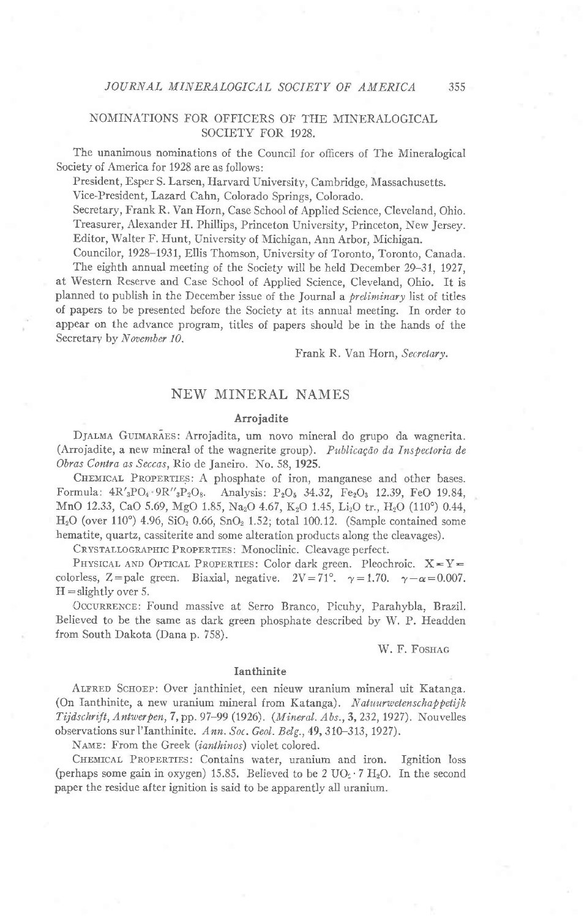## NOMINATIONS FOR OFFICERS OF THE MINERALOGICAL SOCIETY FOR 1928.

The unanimous nominations of the Council for officers of The Mineralogical Society of America for 1928 are as follows:

President, Esper S. Larsen, Harvard University, Cambridge, Massachusetts.

Vice-President, Lazard Cahn, Colorado Springs, Colorado.

Secretary, Frank R. Van Horn, Case School of Applied Science, Cleveland, Ohio.

Treasurer, Alexander H. Phillips, Princeton University, Princeton, New Jersey.

Editor, Walter F. Hunt, University of Michigan, Ann Arbor, Michigan.

Councilor, 1928–1931, Ellis Thomson, University of Toronto, Toronto, Canada.

The eighth annual meeting of the Society will be held December 29–31, 1927, at Western Reserve and Case School of Applied Science, Cleveland, Ohio. It is planned to publish in the December issue of the Journal a *preliminary* list of titles of papers to be presented before the Society at its annual meeting. In order to appear on the advance program, titles of papers should be in the hands of the Secretary by *November 10*.

Frank R. Van Horn, *Secretary*.

## NEW MINERAL NAMES

### Arrojadite

Djalma Guimarães: Arrojadita, um novo mineral do grupo da wagnerita. (Arrojadite, a new mineral of the wagnerite group). *Publicação da Inspectoria de Obras Contra as Seccas*, Rio de Janeiro. No. 58, **1925**.

Chemical Properties: A phosphate of iron, manganese and other bases. Formula: $4R'_3PO_4 \cdot 9R''_3P_2O_8$. Analysis: $P_2O_5$ 34.32, $Fe_2O_3$ 12.39, FeO 19.84, MnO 12.33, CaO 5.69, MgO 1.85, $Na_2O$ 4.67, $K_2O$ 1.45, $Li_2O$ tr., $H_2O$ (110°) 0.44, $H_2O$ (over 110°) 4.96, $SiO_2$ 0.66, $SnO_2$ 1.52; total 100.12. (Sample contained some hematite, quartz, cassiterite and some alteration products along the cleavages).

Crystallographic Properties: Monoclinic. Cleavage perfect.

Physical and Optical Properties: Color dark green. Pleochroic. X = Y = colorless, Z = pale green. Biaxial, negative. $2V = 71°$. $\gamma = 1.70$. $\gamma - \alpha = 0.007$. H = slightly over 5.

Occurrence: Found massive at Serro Branco, Picuhy, Parahybla, Brazil. Believed to be the same as dark green phosphate described by W. P. Headden from South Dakota (Dana p. 758).

W. F. Foshag

### Ianthinite

Alfred Schoep: Over janthiniet, een nieuw uranium mineral uit Katanga. (On Ianthinite, a new uranium mineral from Katanga). *Natuurwetenschappetijk Tijdschrift, Antwerpen*, **7**, pp. 97–99 (1926). (*Mineral. Abs.*, **3**, 232, 1927). Nouvelles observations sur l'Ianthinite. *Ann. Soc. Geol. Belg.*, **49**, 310–313, 1927).

Name: From the Greek (*ianthinos*) violet colored.

Chemical Properties: Contains water, uranium and iron. Ignition loss (perhaps some gain in oxygen) 15.85. Believed to be $2\,UO_2 \cdot 7\,H_2O$. In the second paper the residue after ignition is said to be apparently all uranium.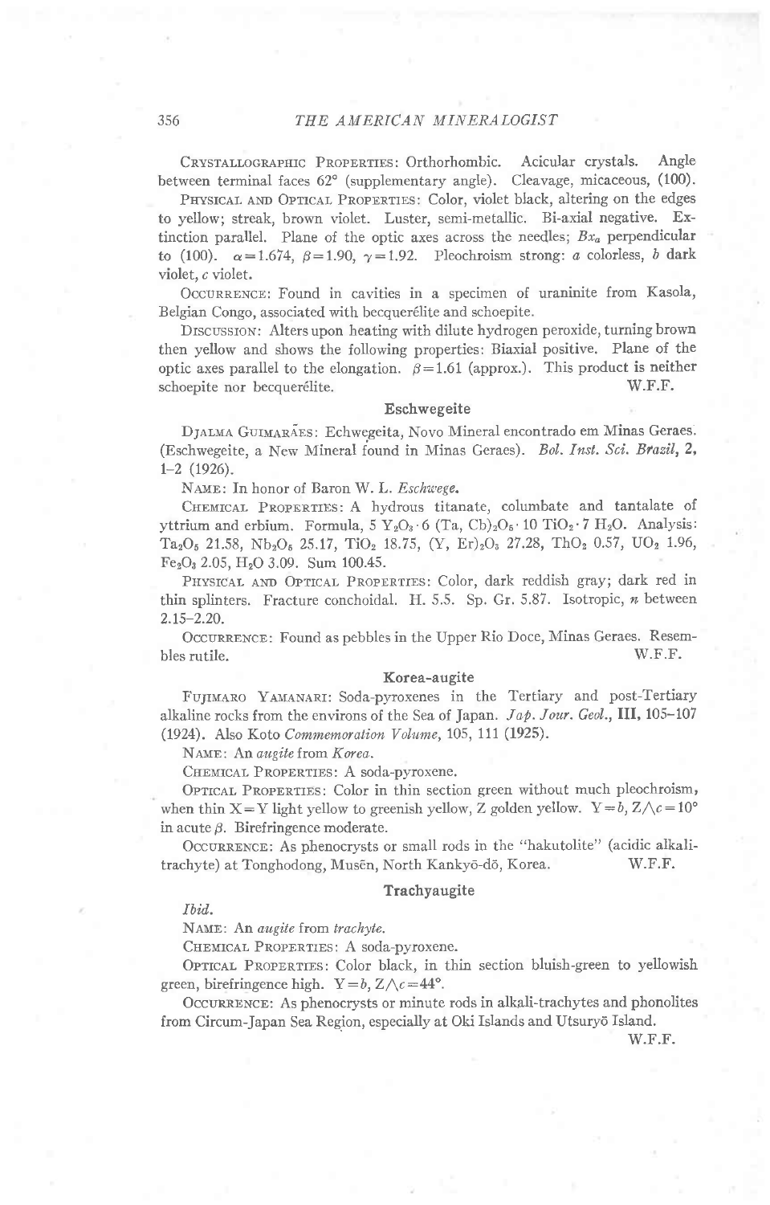CRYSTALLOGRAPHIC PROPERTIES: Orthorhombic. Acicular crystals. Angle between terminal faces 62° (supplementary angle). Cleavage, micaceous, (100).

PHYSICAL AND OPTICAL PROPERTIES: Color, violet black, altering on the edges to yellow; streak, brown violet. Luster, semi-metallic. Bi-axial negative. Extinction parallel. Plane of the optic axes across the needles; $Bx_a$ perpendicular to (100). $\alpha = 1.674$, $\beta = 1.90$, $\gamma = 1.92$. Pleochroism strong: *a* colorless, *b* dark violet, *c* violet.

OCCURRENCE: Found in cavities in a specimen of uraninite from Kasola, Belgian Congo, associated with becquerélite and schoepite.

DISCUSSION: Alters upon heating with dilute hydrogen peroxide, turning brown then yellow and shows the following properties: Biaxial positive. Plane of the optic axes parallel to the elongation. $\beta = 1.61$ (approx.). This product is neither schoepite nor becquerélite.

W.F.F.

### Eschwegeite

DJALMA GUIMARÃES: Echwegeita, Novo Mineral encontrado em Minas Geraes. (Eschwegeite, a New Mineral found in Minas Geraes). *Bol. Inst. Sci. Brazil*, **2**, 1–2 (1926).

NAME: In honor of Baron W. L. *Eschwege.*

CHEMICAL PROPERTIES: A hydrous titanate, columbate and tantalate of yttrium and erbium. Formula, $5\ Y_2O_3 \cdot 6\ (Ta, Cb)_2O_5 \cdot 10\ TiO_2 \cdot 7\ H_2O$. Analysis: $Ta_2O_5$ 21.58, $Nb_2O_5$ 25.17, $TiO_2$ 18.75, $(Y, Er)_2O_3$ 27.28, $ThO_2$ 0.57, $UO_2$ 1.96, $Fe_2O_3$ 2.05, $H_2O$ 3.09. Sum 100.45.

PHYSICAL AND OPTICAL PROPERTIES: Color, dark reddish gray; dark red in thin splinters. Fracture conchoidal. H. 5.5. Sp. Gr. 5.87. Isotropic, *n* between 2.15–2.20.

OCCURRENCE: Found as pebbles in the Upper Rio Doce, Minas Geraes. Resembles rutile.

W.F.F.

### Korea-augite

FUJIMARO YAMANARI: Soda-pyroxenes in the Tertiary and post-Tertiary alkaline rocks from the environs of the Sea of Japan. *Jap. Jour. Geol.*, **III**, 105–107 (1924). Also Koto *Commemoration Volume*, 105, 111 (1925).

NAME: An *augite* from *Korea*.

CHEMICAL PROPERTIES: A soda-pyroxene.

OPTICAL PROPERTIES: Color in thin section green without much pleochroism, when thin X = Y light yellow to greenish yellow, Z golden yellow. $Y = b$, $Z \wedge c = 10°$ in acute $\beta$. Birefringence moderate.

OCCURRENCE: As phenocrysts or small rods in the "hakutolite" (acidic alkali-trachyte) at Tonghodong, Musēn, North Kankyō-dō, Korea.

W.F.F.

### Trachyaugite

*Ibid.*

NAME: An *augite* from *trachyte*.

CHEMICAL PROPERTIES: A soda-pyroxene.

OPTICAL PROPERTIES: Color black, in thin section bluish-green to yellowish green, birefringence high. $Y = b$, $Z \wedge c = 44°$.

OCCURRENCE: As phenocrysts or minute rods in alkali-trachytes and phonolites from Circum-Japan Sea Region, especially at Oki Islands and Utsuryō Island.

W.F.F.